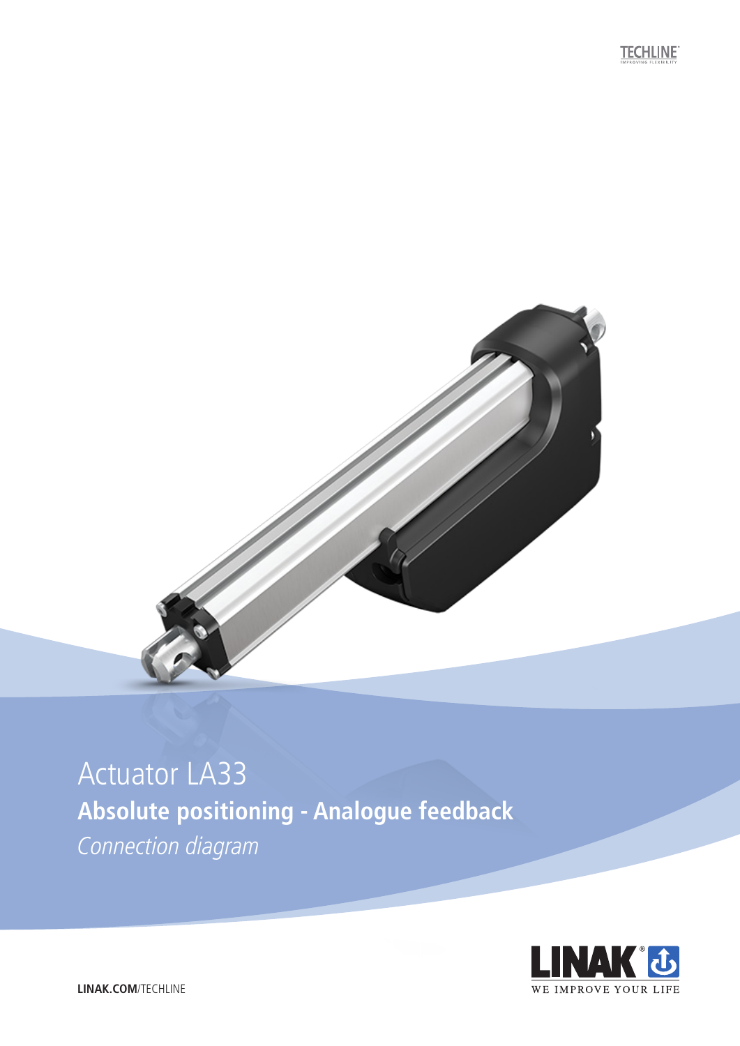TECHLINE
IMPROVING FLEXIBILITY

# Actuator LA33

## Absolute positioning - Analogue feedback

*Connection diagram*

LINAK
WE IMPROVE YOUR LIFE

**LINAK.COM**/TECHLINE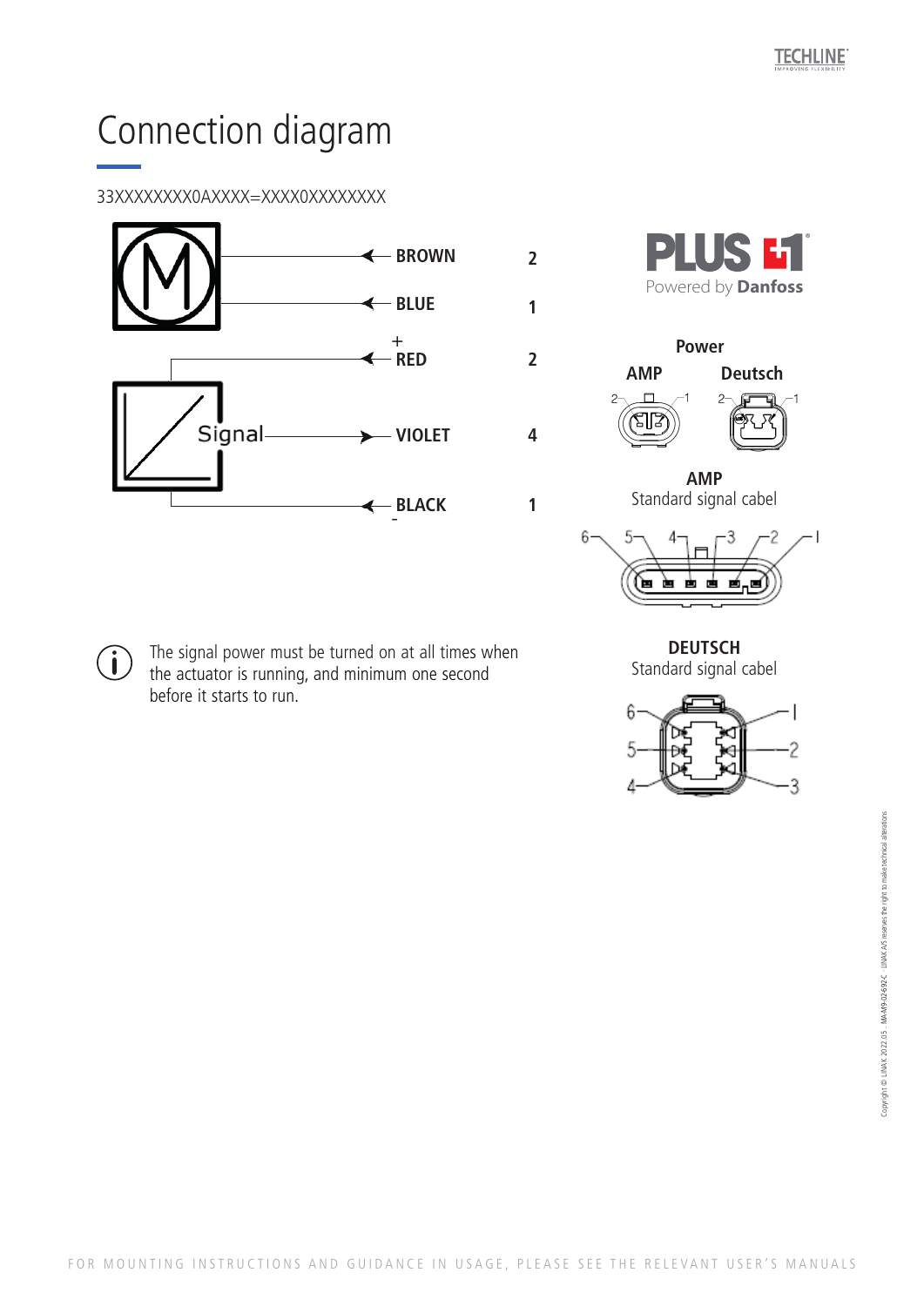# Connection diagram

33XXXXXXXX0AXXXX=XXXX0XXXXXXXXX

| Wire | Pin |
|---|---|
| BROWN | 2 |
| BLUE | 1 |
| + RED | 2 |
| VIOLET | 4 |
| BLACK - | 1 |

Signal

PLUS+1 Powered by Danfoss

**Power**

**AMP** **Deutsch**

**AMP**
Standard signal cabel

**DEUTSCH**
Standard signal cabel

The signal power must be turned on at all times when the actuator is running, and minimum one second before it starts to run.

FOR MOUNTING INSTRUCTIONS AND GUIDANCE IN USAGE, PLEASE SEE THE RELEVANT USER'S MANUALS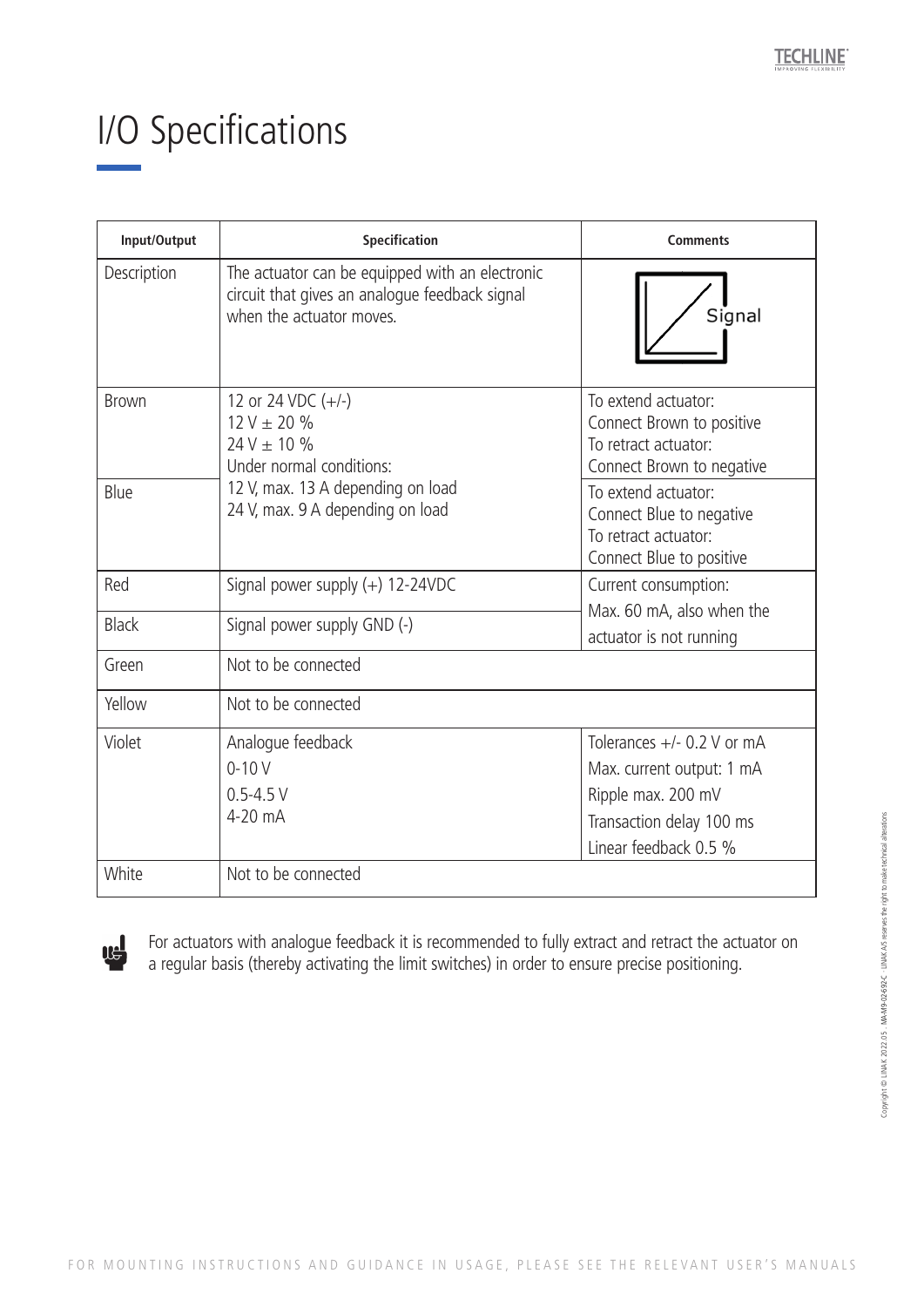# I/O Specifications

| Input/Output | Specification | Comments |
|---|---|---|
| Description | The actuator can be equipped with an electronic circuit that gives an analogue feedback signal when the actuator moves. | Signal |
| Brown | 12 or 24 VDC (+/-)<br>12 V ± 20 %<br>24 V ± 10 %<br>Under normal conditions:<br>12 V, max. 13 A depending on load<br>24 V, max. 9 A depending on load | To extend actuator:<br>Connect Brown to positive<br>To retract actuator:<br>Connect Brown to negative |
| Blue | | To extend actuator:<br>Connect Blue to negative<br>To retract actuator:<br>Connect Blue to positive |
| Red | Signal power supply (+) 12-24VDC | Current consumption:<br>Max. 60 mA, also when the actuator is not running |
| Black | Signal power supply GND (-) | |
| Green | Not to be connected | |
| Yellow | Not to be connected | |
| Violet | Analogue feedback<br>0-10 V<br>0.5-4.5 V<br>4-20 mA | Tolerances +/- 0.2 V or mA<br>Max. current output: 1 mA<br>Ripple max. 200 mV<br>Transaction delay 100 ms<br>Linear feedback 0.5 % |
| White | Not to be connected | |

For actuators with analogue feedback it is recommended to fully extract and retract the actuator on a regular basis (thereby activating the limit switches) in order to ensure precise positioning.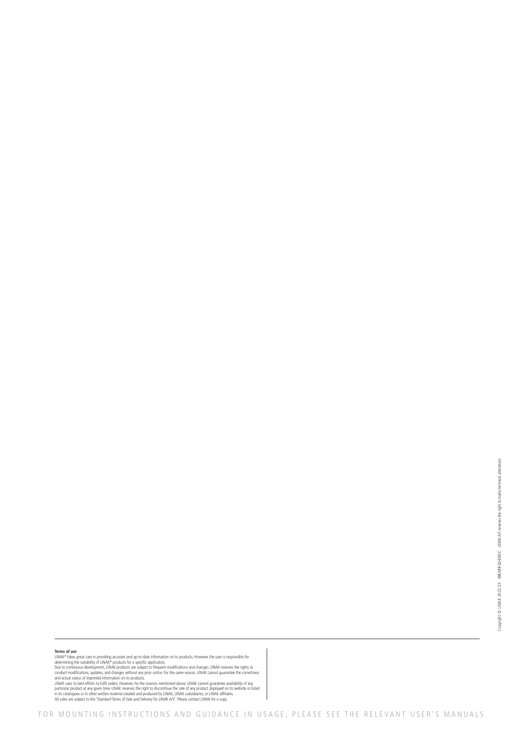**Terms of use**

LINAK® takes great care in providing accurate and up-to-date information on its products. However, the user is responsible for determining the suitability of LINAK® products for a specific application.

Due to continuous development, LINAK products are subject to frequent modifications and changes. LINAK reserves the rights to conduct modifications, updates, and changes without any prior notice. For the same reason, LINAK cannot guarantee the correctness and actual status of imprinted information on its products.

LINAK uses its best efforts to fulfil orders. However, for the reasons mentioned above, LINAK cannot guarantee availability of any particular product at any given time. LINAK reserves the right to discontinue the sale of any product displayed on its website or listed in its catalogues or in other written material created and produced by LINAK, LINAK subsidiaries, or LINAK affiliates.

All sales are subject to the 'Standard Terms of Sale and Delivery for LINAK A/S'. Please contact LINAK for a copy.

Copyright © LINAK 2022.05 . MA-M9-02-692-C . LINAK A/S reserves the right to make technical alterations

FOR MOUNTING INSTRUCTIONS AND GUIDANCE IN USAGE, PLEASE SEE THE RELEVANT USER'S MANUALS